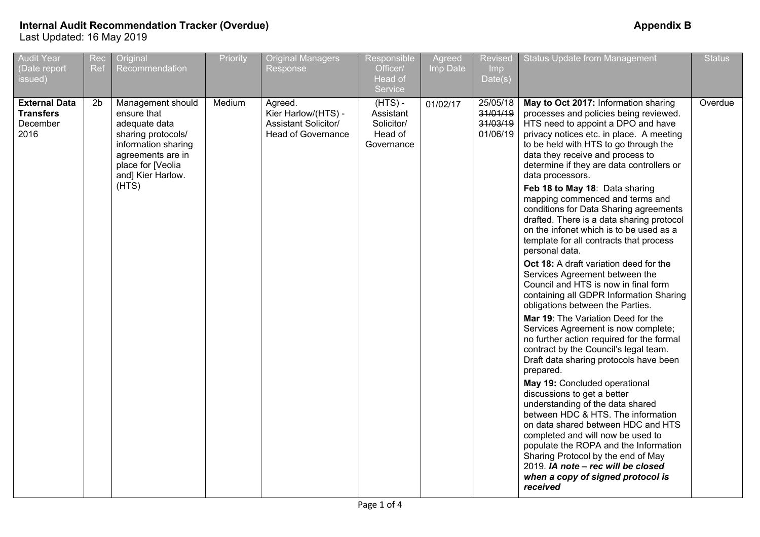**Internal Audit Recommendation Tracker (Overdue)** **Appendix B**

Last Updated: 16 May 2019

| Audit Year (Date report issued) | Rec Ref | Original Recommendation | Priority | Original Managers Response | Responsible Officer/ Head of Service | Agreed Imp Date | Revised Imp Date(s) | Status Update from Management | Status |
|---|---|---|---|---|---|---|---|---|---|
| **External Data Transfers** December 2016 | 2b | Management should ensure that adequate data sharing protocols/ information sharing agreements are in place for [Veolia and] Kier Harlow. (HTS) | Medium | Agreed. Kier Harlow/(HTS) - Assistant Solicitor/ Head of Governance | (HTS) - Assistant Solicitor/ Head of Governance | 01/02/17 | ~~25/05/18~~ ~~31/01/19~~ ~~31/03/19~~ 01/06/19 | **May to Oct 2017:** Information sharing processes and policies being reviewed. HTS need to appoint a DPO and have privacy notices etc. in place. A meeting to be held with HTS to go through the data they receive and process to determine if they are data controllers or data processors.<br><br>**Feb 18 to May 18**: Data sharing mapping commenced and terms and conditions for Data Sharing agreements drafted. There is a data sharing protocol on the infonet which is to be used as a template for all contracts that process personal data.<br><br>**Oct 18:** A draft variation deed for the Services Agreement between the Council and HTS is now in final form containing all GDPR Information Sharing obligations between the Parties.<br><br>**Mar 19**: The Variation Deed for the Services Agreement is now complete; no further action required for the formal contract by the Council's legal team. Draft data sharing protocols have been prepared.<br><br>**May 19:** Concluded operational discussions to get a better understanding of the data shared between HDC & HTS. The information on data shared between HDC and HTS completed and will now be used to populate the ROPA and the Information Sharing Protocol by the end of May 2019. ***IA note – rec will be closed when a copy of signed protocol is received*** | Overdue |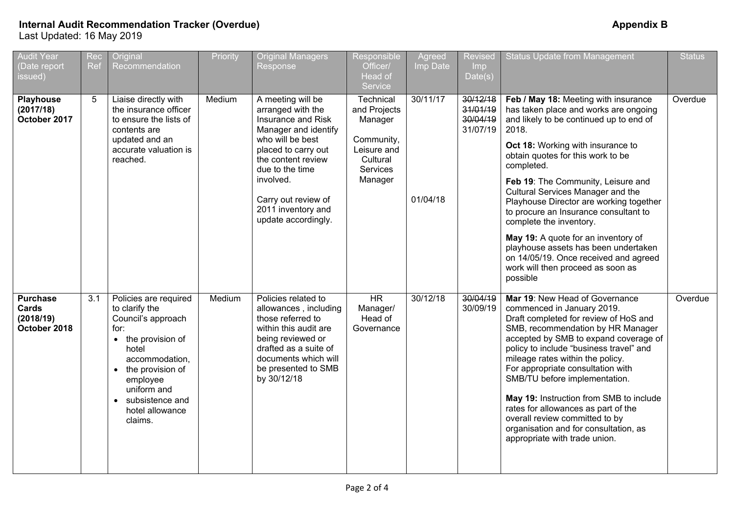**Internal Audit Recommendation Tracker (Overdue)** **Appendix B**

Last Updated: 16 May 2019

| Audit Year (Date report issued) | Rec Ref | Original Recommendation | Priority | Original Managers Response | Responsible Officer/ Head of Service | Agreed Imp Date | Revised Imp Date(s) | Status Update from Management | Status |
|---|---|---|---|---|---|---|---|---|---|
| **Playhouse (2017/18) October 2017** | 5 | Liaise directly with the insurance officer to ensure the lists of contents are updated and an accurate valuation is reached. | Medium | A meeting will be arranged with the Insurance and Risk Manager and identify who will be best placed to carry out the content review due to the time involved.<br><br>Carry out review of 2011 inventory and update accordingly. | Technical and Projects Manager<br><br>Community, Leisure and Cultural Services Manager | 30/11/17<br><br>01/04/18 | ~~30/12/18~~<br>~~31/01/19~~<br>~~30/04/19~~<br>31/07/19 | **Feb / May 18:** Meeting with insurance has taken place and works are ongoing and likely to be continued up to end of 2018.<br><br>**Oct 18:** Working with insurance to obtain quotes for this work to be completed.<br><br>**Feb 19**: The Community, Leisure and Cultural Services Manager and the Playhouse Director are working together to procure an Insurance consultant to complete the inventory.<br><br>**May 19:** A quote for an inventory of playhouse assets has been undertaken on 14/05/19. Once received and agreed work will then proceed as soon as possible | Overdue |
| **Purchase Cards (2018/19) October 2018** | 3.1 | Policies are required to clarify the Council's approach for:<br>• the provision of hotel accommodation,<br>• the provision of employee uniform and<br>• subsistence and hotel allowance claims. | Medium | Policies related to allowances , including those referred to within this audit are being reviewed or drafted as a suite of documents which will be presented to SMB by 30/12/18 | HR Manager/ Head of Governance | 30/12/18 | ~~30/04/19~~<br>30/09/19 | **Mar 19**: New Head of Governance commenced in January 2019.<br>Draft completed for review of HoS and SMB, recommendation by HR Manager accepted by SMB to expand coverage of policy to include "business travel" and mileage rates within the policy.<br>For appropriate consultation with SMB/TU before implementation.<br><br>**May 19:** Instruction from SMB to include rates for allowances as part of the overall review committed to by organisation and for consultation, as appropriate with trade union. | Overdue |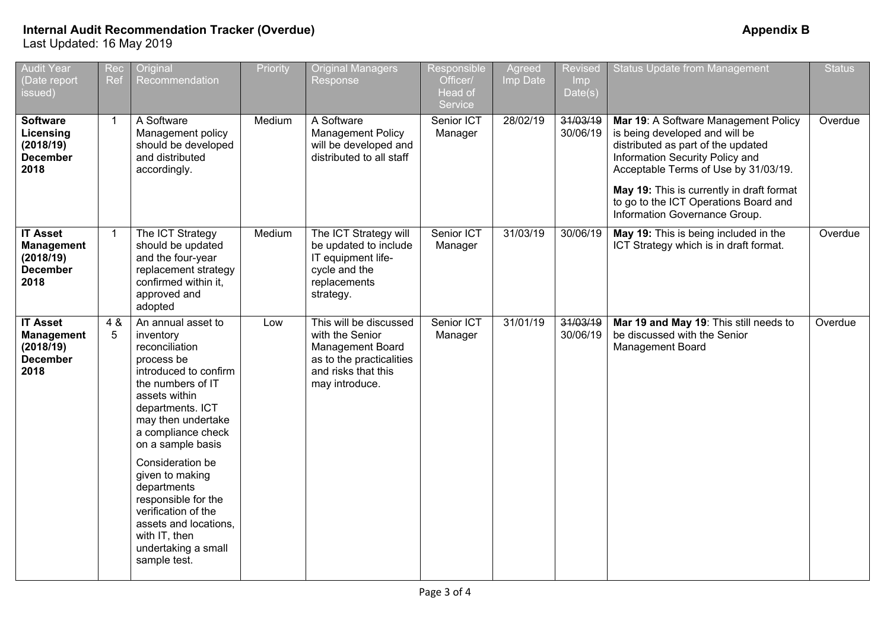**Internal Audit Recommendation Tracker (Overdue)** **Appendix B**

Last Updated: 16 May 2019

| Audit Year (Date report issued) | Rec Ref | Original Recommendation | Priority | Original Managers Response | Responsible Officer/ Head of Service | Agreed Imp Date | Revised Imp Date(s) | Status Update from Management | Status |
|---|---|---|---|---|---|---|---|---|---|
| **Software Licensing (2018/19) December 2018** | 1 | A Software Management policy should be developed and distributed accordingly. | Medium | A Software Management Policy will be developed and distributed to all staff | Senior ICT Manager | 28/02/19 | ~~31/03/19~~ 30/06/19 | **Mar 19**: A Software Management Policy is being developed and will be distributed as part of the updated Information Security Policy and Acceptable Terms of Use by 31/03/19. **May 19:** This is currently in draft format to go to the ICT Operations Board and Information Governance Group. | Overdue |
| **IT Asset Management (2018/19) December 2018** | 1 | The ICT Strategy should be updated and the four-year replacement strategy confirmed within it, approved and adopted | Medium | The ICT Strategy will be updated to include IT equipment life-cycle and the replacements strategy. | Senior ICT Manager | 31/03/19 | 30/06/19 | **May 19:** This is being included in the ICT Strategy which is in draft format. | Overdue |
| **IT Asset Management (2018/19) December 2018** | 4 & 5 | An annual asset to inventory reconciliation process be introduced to confirm the numbers of IT assets within departments. ICT may then undertake a compliance check on a sample basis Consideration be given to making departments responsible for the verification of the assets and locations, with IT, then undertaking a small sample test. | Low | This will be discussed with the Senior Management Board as to the practicalities and risks that this may introduce. | Senior ICT Manager | 31/01/19 | ~~31/03/19~~ 30/06/19 | **Mar 19 and May 19**: This still needs to be discussed with the Senior Management Board | Overdue |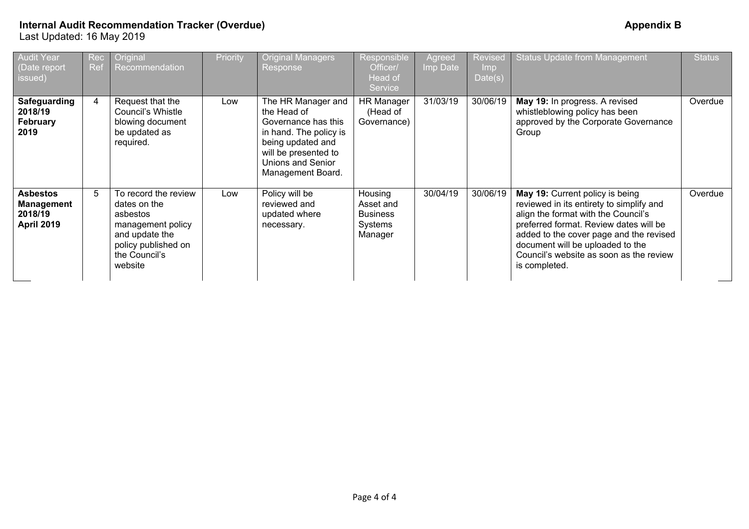**Internal Audit Recommendation Tracker (Overdue)** **Appendix B**

Last Updated: 16 May 2019

| Audit Year (Date report issued) | Rec Ref | Original Recommendation | Priority | Original Managers Response | Responsible Officer/ Head of Service | Agreed Imp Date | Revised Imp Date(s) | Status Update from Management | Status |
|---|---|---|---|---|---|---|---|---|---|
| **Safeguarding 2018/19 February 2019** | 4 | Request that the Council's Whistle blowing document be updated as required. | Low | The HR Manager and the Head of Governance has this in hand. The policy is being updated and will be presented to Unions and Senior Management Board. | HR Manager (Head of Governance) | 31/03/19 | 30/06/19 | **May 19:** In progress. A revised whistleblowing policy has been approved by the Corporate Governance Group | Overdue |
| **Asbestos Management 2018/19 April 2019** | 5 | To record the review dates on the asbestos management policy and update the policy published on the Council's website | Low | Policy will be reviewed and updated where necessary. | Housing Asset and Business Systems Manager | 30/04/19 | 30/06/19 | **May 19:** Current policy is being reviewed in its entirety to simplify and align the format with the Council's preferred format. Review dates will be added to the cover page and the revised document will be uploaded to the Council's website as soon as the review is completed. | Overdue |